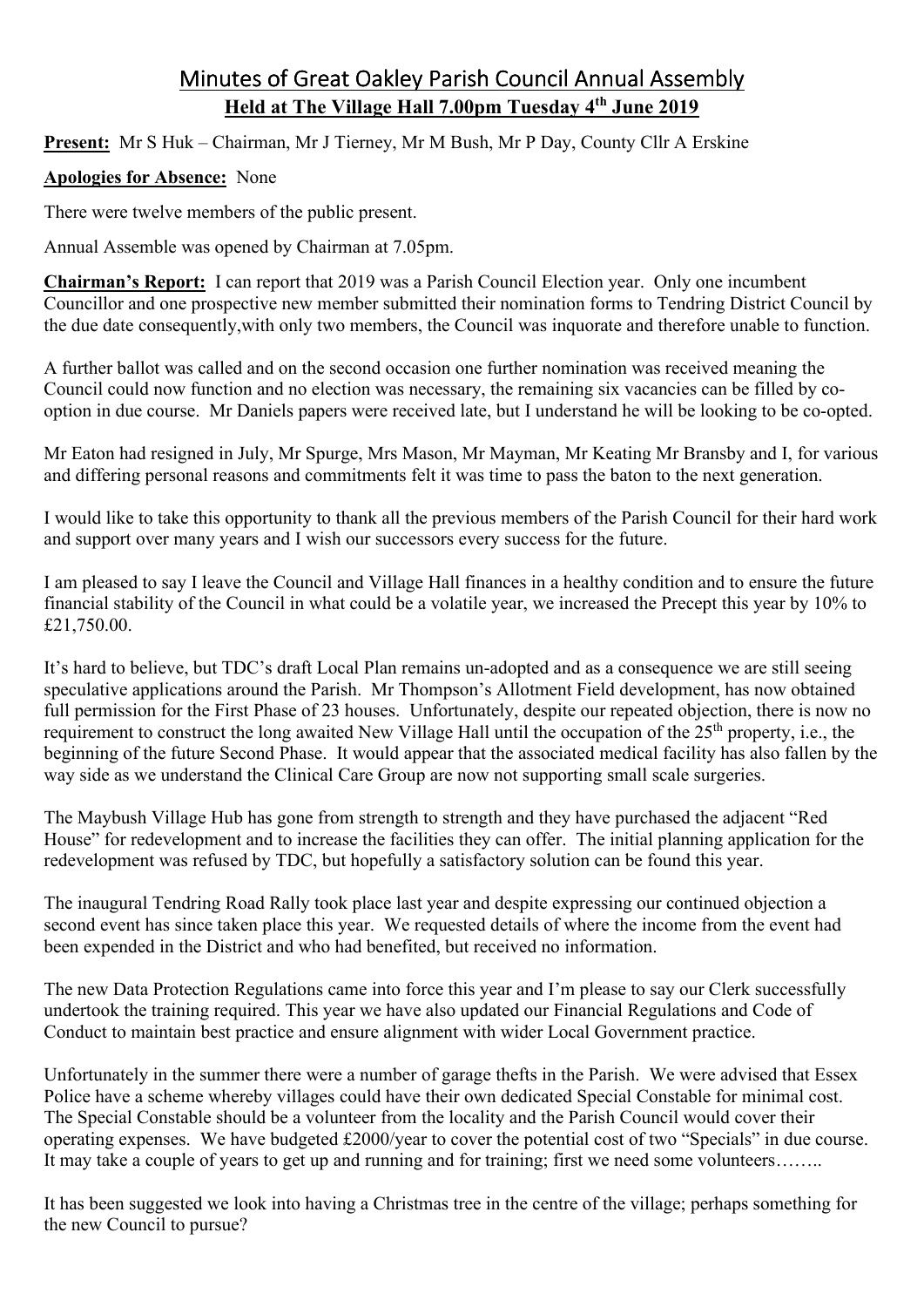# Minutes of Great Oakley Parish Council Annual Assembly

## Held at The Village Hall 7.00pm Tuesday 4th June 2019

**Present:** Mr S Huk – Chairman, Mr J Tierney, Mr M Bush, Mr P Day, County Cllr A Erskine

**Apologies for Absence:** None

There were twelve members of the public present.

Annual Assemble was opened by Chairman at 7.05pm.

**Chairman's Report:** I can report that 2019 was a Parish Council Election year. Only one incumbent Councillor and one prospective new member submitted their nomination forms to Tendring District Council by the due date consequently,with only two members, the Council was inquorate and therefore unable to function.

A further ballot was called and on the second occasion one further nomination was received meaning the Council could now function and no election was necessary, the remaining six vacancies can be filled by co-option in due course. Mr Daniels papers were received late, but I understand he will be looking to be co-opted.

Mr Eaton had resigned in July, Mr Spurge, Mrs Mason, Mr Mayman, Mr Keating Mr Bransby and I, for various and differing personal reasons and commitments felt it was time to pass the baton to the next generation.

I would like to take this opportunity to thank all the previous members of the Parish Council for their hard work and support over many years and I wish our successors every success for the future.

I am pleased to say I leave the Council and Village Hall finances in a healthy condition and to ensure the future financial stability of the Council in what could be a volatile year, we increased the Precept this year by 10% to £21,750.00.

It's hard to believe, but TDC's draft Local Plan remains un-adopted and as a consequence we are still seeing speculative applications around the Parish. Mr Thompson's Allotment Field development, has now obtained full permission for the First Phase of 23 houses. Unfortunately, despite our repeated objection, there is now no requirement to construct the long awaited New Village Hall until the occupation of the 25th property, i.e., the beginning of the future Second Phase. It would appear that the associated medical facility has also fallen by the way side as we understand the Clinical Care Group are now not supporting small scale surgeries.

The Maybush Village Hub has gone from strength to strength and they have purchased the adjacent "Red House" for redevelopment and to increase the facilities they can offer. The initial planning application for the redevelopment was refused by TDC, but hopefully a satisfactory solution can be found this year.

The inaugural Tendring Road Rally took place last year and despite expressing our continued objection a second event has since taken place this year. We requested details of where the income from the event had been expended in the District and who had benefited, but received no information.

The new Data Protection Regulations came into force this year and I'm please to say our Clerk successfully undertook the training required. This year we have also updated our Financial Regulations and Code of Conduct to maintain best practice and ensure alignment with wider Local Government practice.

Unfortunately in the summer there were a number of garage thefts in the Parish. We were advised that Essex Police have a scheme whereby villages could have their own dedicated Special Constable for minimal cost. The Special Constable should be a volunteer from the locality and the Parish Council would cover their operating expenses. We have budgeted £2000/year to cover the potential cost of two "Specials" in due course. It may take a couple of years to get up and running and for training; first we need some volunteers……..

It has been suggested we look into having a Christmas tree in the centre of the village; perhaps something for the new Council to pursue?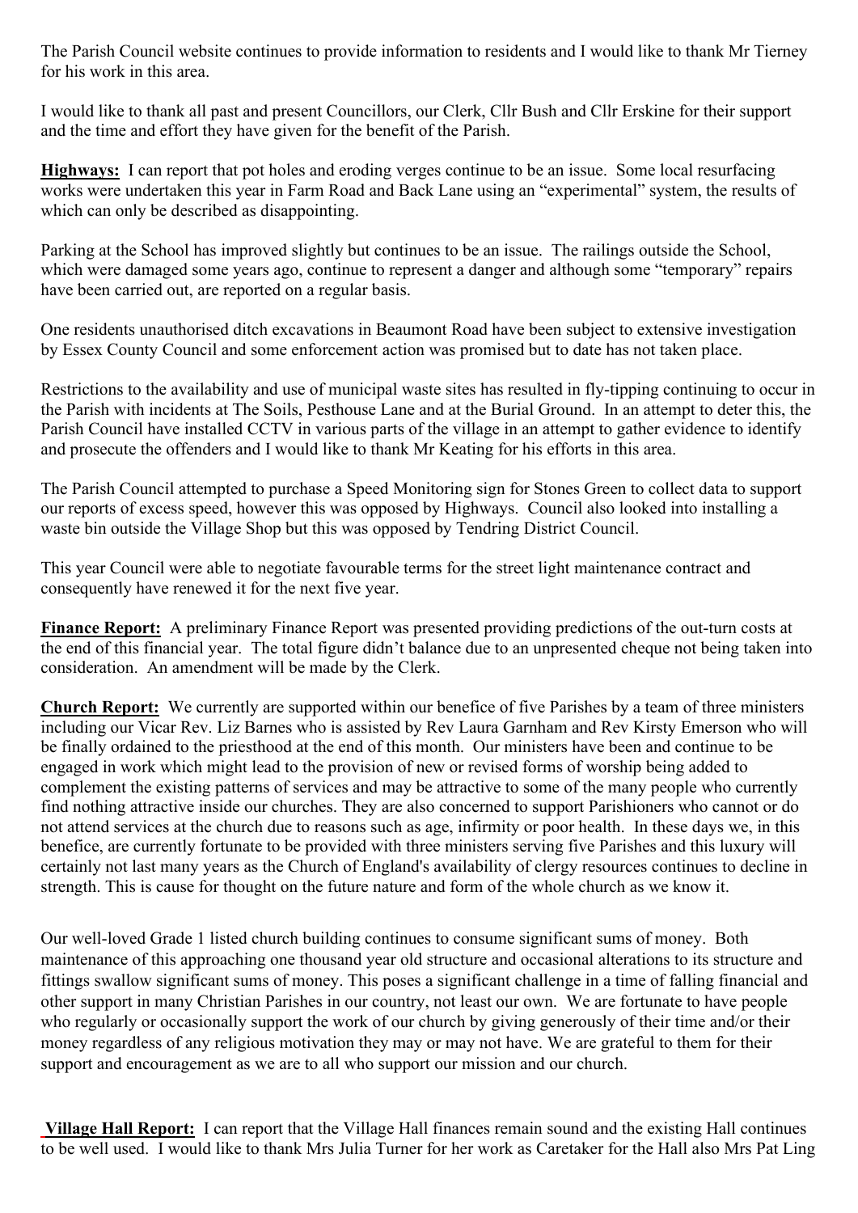The Parish Council website continues to provide information to residents and I would like to thank Mr Tierney for his work in this area.

I would like to thank all past and present Councillors, our Clerk, Cllr Bush and Cllr Erskine for their support and the time and effort they have given for the benefit of the Parish.

**Highways:** I can report that pot holes and eroding verges continue to be an issue. Some local resurfacing works were undertaken this year in Farm Road and Back Lane using an "experimental" system, the results of which can only be described as disappointing.

Parking at the School has improved slightly but continues to be an issue. The railings outside the School, which were damaged some years ago, continue to represent a danger and although some "temporary" repairs have been carried out, are reported on a regular basis.

One residents unauthorised ditch excavations in Beaumont Road have been subject to extensive investigation by Essex County Council and some enforcement action was promised but to date has not taken place.

Restrictions to the availability and use of municipal waste sites has resulted in fly-tipping continuing to occur in the Parish with incidents at The Soils, Pesthouse Lane and at the Burial Ground. In an attempt to deter this, the Parish Council have installed CCTV in various parts of the village in an attempt to gather evidence to identify and prosecute the offenders and I would like to thank Mr Keating for his efforts in this area.

The Parish Council attempted to purchase a Speed Monitoring sign for Stones Green to collect data to support our reports of excess speed, however this was opposed by Highways. Council also looked into installing a waste bin outside the Village Shop but this was opposed by Tendring District Council.

This year Council were able to negotiate favourable terms for the street light maintenance contract and consequently have renewed it for the next five year.

**Finance Report:** A preliminary Finance Report was presented providing predictions of the out-turn costs at the end of this financial year. The total figure didn't balance due to an unpresented cheque not being taken into consideration. An amendment will be made by the Clerk.

**Church Report:** We currently are supported within our benefice of five Parishes by a team of three ministers including our Vicar Rev. Liz Barnes who is assisted by Rev Laura Garnham and Rev Kirsty Emerson who will be finally ordained to the priesthood at the end of this month. Our ministers have been and continue to be engaged in work which might lead to the provision of new or revised forms of worship being added to complement the existing patterns of services and may be attractive to some of the many people who currently find nothing attractive inside our churches. They are also concerned to support Parishioners who cannot or do not attend services at the church due to reasons such as age, infirmity or poor health. In these days we, in this benefice, are currently fortunate to be provided with three ministers serving five Parishes and this luxury will certainly not last many years as the Church of England's availability of clergy resources continues to decline in strength. This is cause for thought on the future nature and form of the whole church as we know it.

Our well-loved Grade 1 listed church building continues to consume significant sums of money. Both maintenance of this approaching one thousand year old structure and occasional alterations to its structure and fittings swallow significant sums of money. This poses a significant challenge in a time of falling financial and other support in many Christian Parishes in our country, not least our own. We are fortunate to have people who regularly or occasionally support the work of our church by giving generously of their time and/or their money regardless of any religious motivation they may or may not have. We are grateful to them for their support and encouragement as we are to all who support our mission and our church.

**Village Hall Report:** I can report that the Village Hall finances remain sound and the existing Hall continues to be well used. I would like to thank Mrs Julia Turner for her work as Caretaker for the Hall also Mrs Pat Ling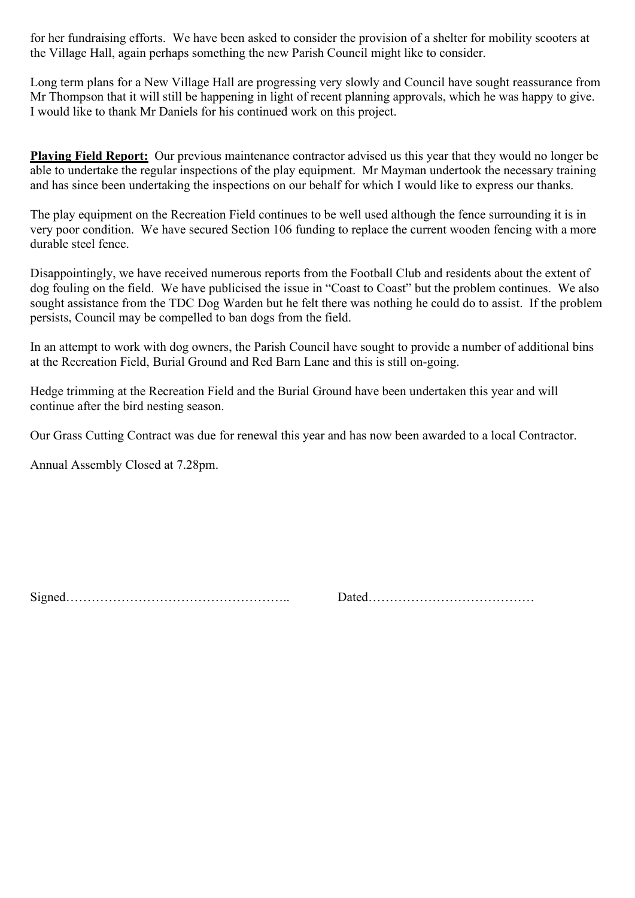for her fundraising efforts. We have been asked to consider the provision of a shelter for mobility scooters at the Village Hall, again perhaps something the new Parish Council might like to consider.

Long term plans for a New Village Hall are progressing very slowly and Council have sought reassurance from Mr Thompson that it will still be happening in light of recent planning approvals, which he was happy to give. I would like to thank Mr Daniels for his continued work on this project.

**Playing Field Report:** Our previous maintenance contractor advised us this year that they would no longer be able to undertake the regular inspections of the play equipment. Mr Mayman undertook the necessary training and has since been undertaking the inspections on our behalf for which I would like to express our thanks.

The play equipment on the Recreation Field continues to be well used although the fence surrounding it is in very poor condition. We have secured Section 106 funding to replace the current wooden fencing with a more durable steel fence.

Disappointingly, we have received numerous reports from the Football Club and residents about the extent of dog fouling on the field. We have publicised the issue in "Coast to Coast" but the problem continues. We also sought assistance from the TDC Dog Warden but he felt there was nothing he could do to assist. If the problem persists, Council may be compelled to ban dogs from the field.

In an attempt to work with dog owners, the Parish Council have sought to provide a number of additional bins at the Recreation Field, Burial Ground and Red Barn Lane and this is still on-going.

Hedge trimming at the Recreation Field and the Burial Ground have been undertaken this year and will continue after the bird nesting season.

Our Grass Cutting Contract was due for renewal this year and has now been awarded to a local Contractor.

Annual Assembly Closed at 7.28pm.

Signed…………………………………………….. Dated…………………………………